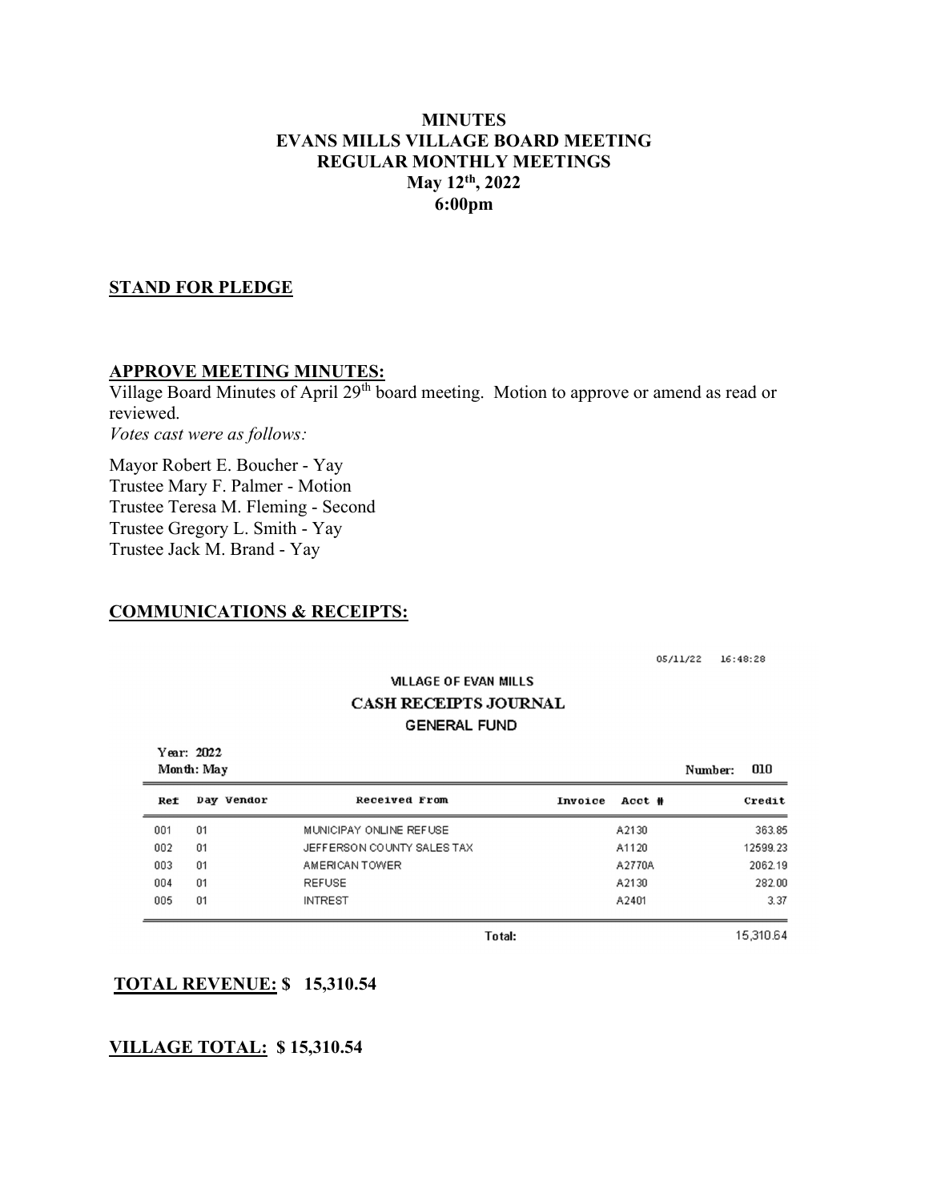# MINUTES
# EVANS MILLS VILLAGE BOARD MEETING
# REGULAR MONTHLY MEETINGS
# May 12th, 2022
# 6:00pm

## STAND FOR PLEDGE

## APPROVE MEETING MINUTES:

Village Board Minutes of April 29th board meeting. Motion to approve or amend as read or reviewed.

*Votes cast were as follows:*

Mayor Robert E. Boucher - Yay
Trustee Mary F. Palmer - Motion
Trustee Teresa M. Fleming - Second
Trustee Gregory L. Smith - Yay
Trustee Jack M. Brand - Yay

## COMMUNICATIONS & RECEIPTS:

05/11/22 16:48:28

VILLAGE OF EVAN MILLS
CASH RECEIPTS JOURNAL
GENERAL FUND

Year: 2022
Month: May

Number: 010

| Ref | Day | Vendor | Received From | Invoice | Acct # | Credit |
|---|---|---|---|---|---|---|
| 001 | 01 | | MUNICIPAY ONLINE REFUSE | | A2130 | 363.85 |
| 002 | 01 | | JEFFERSON COUNTY SALES TAX | | A1120 | 12599.23 |
| 003 | 01 | | AMERICAN TOWER | | A2770A | 2062.19 |
| 004 | 01 | | REFUSE | | A2130 | 282.00 |
| 005 | 01 | | INTREST | | A2401 | 3.37 |
| | | | | Total: | | 15,310.64 |

**TOTAL REVENUE: $ 15,310.54**

**VILLAGE TOTAL: $ 15,310.54**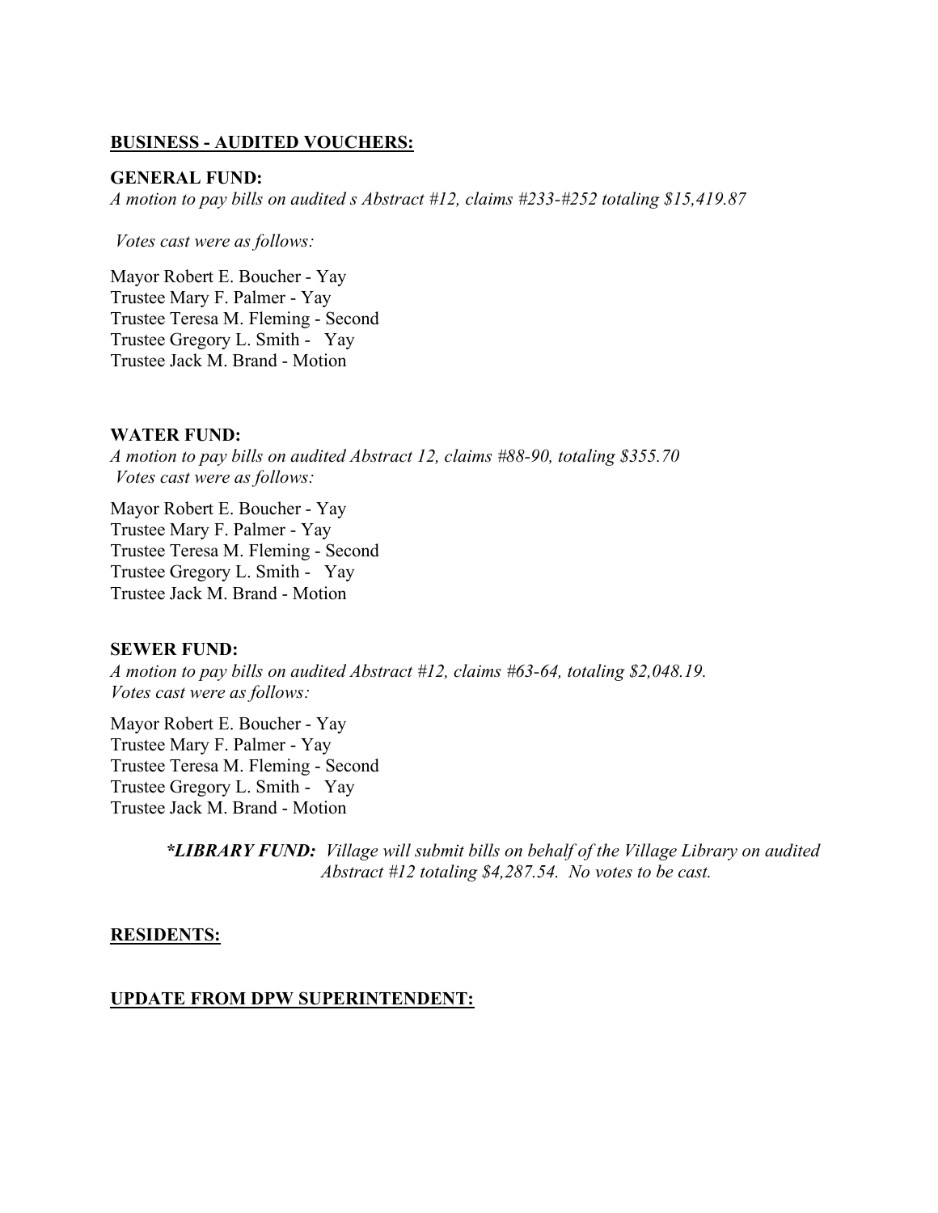**BUSINESS - AUDITED VOUCHERS:**

**GENERAL FUND:**

*A motion to pay bills on audited s Abstract #12, claims #233-#252 totaling $15,419.87*

*Votes cast were as follows:*

Mayor Robert E. Boucher - Yay
Trustee Mary F. Palmer - Yay
Trustee Teresa M. Fleming - Second
Trustee Gregory L. Smith - Yay
Trustee Jack M. Brand - Motion

**WATER FUND:**

*A motion to pay bills on audited Abstract 12, claims #88-90, totaling $355.70*
*Votes cast were as follows:*

Mayor Robert E. Boucher - Yay
Trustee Mary F. Palmer - Yay
Trustee Teresa M. Fleming - Second
Trustee Gregory L. Smith - Yay
Trustee Jack M. Brand - Motion

**SEWER FUND:**

*A motion to pay bills on audited Abstract #12, claims #63-64, totaling $2,048.19.*
*Votes cast were as follows:*

Mayor Robert E. Boucher - Yay
Trustee Mary F. Palmer - Yay
Trustee Teresa M. Fleming - Second
Trustee Gregory L. Smith - Yay
Trustee Jack M. Brand - Motion

> ***\*LIBRARY FUND:*** *Village will submit bills on behalf of the Village Library on audited Abstract #12 totaling $4,287.54. No votes to be cast.*

**RESIDENTS:**

**UPDATE FROM DPW SUPERINTENDENT:**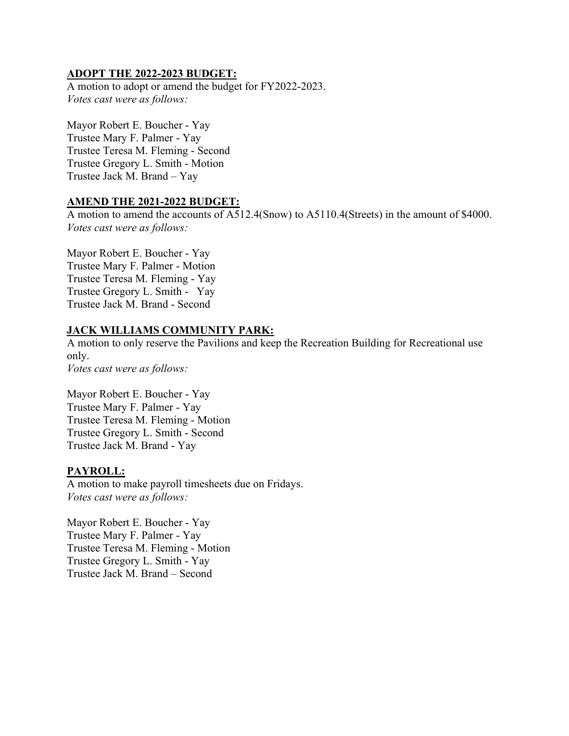**ADOPT THE 2022-2023 BUDGET:**

A motion to adopt or amend the budget for FY2022-2023.
*Votes cast were as follows:*

Mayor Robert E. Boucher - Yay
Trustee Mary F. Palmer - Yay
Trustee Teresa M. Fleming - Second
Trustee Gregory L. Smith - Motion
Trustee Jack M. Brand – Yay

**AMEND THE 2021-2022 BUDGET:**

A motion to amend the accounts of A512.4(Snow) to A5110.4(Streets) in the amount of $4000.
*Votes cast were as follows:*

Mayor Robert E. Boucher - Yay
Trustee Mary F. Palmer - Motion
Trustee Teresa M. Fleming - Yay
Trustee Gregory L. Smith - Yay
Trustee Jack M. Brand - Second

**JACK WILLIAMS COMMUNITY PARK:**

A motion to only reserve the Pavilions and keep the Recreation Building for Recreational use only.
*Votes cast were as follows:*

Mayor Robert E. Boucher - Yay
Trustee Mary F. Palmer - Yay
Trustee Teresa M. Fleming - Motion
Trustee Gregory L. Smith - Second
Trustee Jack M. Brand - Yay

**PAYROLL:**

A motion to make payroll timesheets due on Fridays.
*Votes cast were as follows:*

Mayor Robert E. Boucher - Yay
Trustee Mary F. Palmer - Yay
Trustee Teresa M. Fleming - Motion
Trustee Gregory L. Smith - Yay
Trustee Jack M. Brand – Second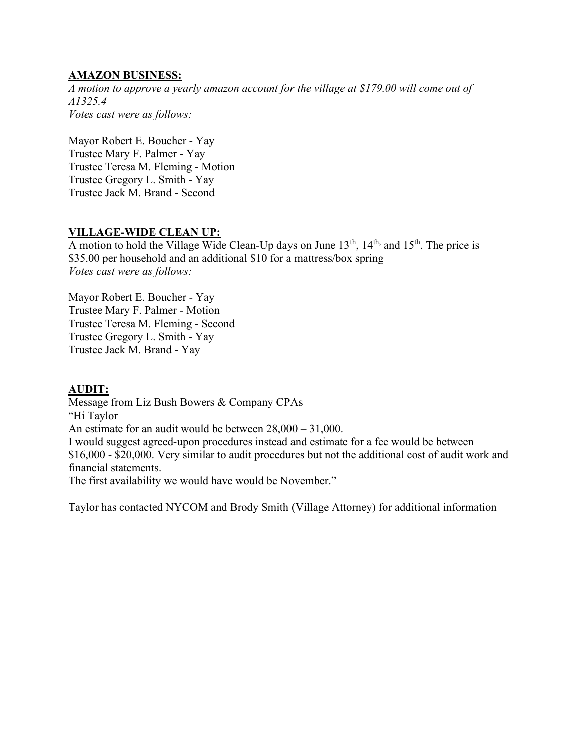**AMAZON BUSINESS:**

*A motion to approve a yearly amazon account for the village at $179.00 will come out of A1325.4*

*Votes cast were as follows:*

Mayor Robert E. Boucher - Yay
Trustee Mary F. Palmer - Yay
Trustee Teresa M. Fleming - Motion
Trustee Gregory L. Smith - Yay
Trustee Jack M. Brand - Second

**VILLAGE-WIDE CLEAN UP:**

A motion to hold the Village Wide Clean-Up days on June 13th, 14th, and 15th. The price is $35.00 per household and an additional $10 for a mattress/box spring

*Votes cast were as follows:*

Mayor Robert E. Boucher - Yay
Trustee Mary F. Palmer - Motion
Trustee Teresa M. Fleming - Second
Trustee Gregory L. Smith - Yay
Trustee Jack M. Brand - Yay

**AUDIT:**

Message from Liz Bush Bowers & Company CPAs
"Hi Taylor
An estimate for an audit would be between 28,000 – 31,000.
I would suggest agreed-upon procedures instead and estimate for a fee would be between $16,000 - $20,000. Very similar to audit procedures but not the additional cost of audit work and financial statements.
The first availability we would have would be November."

Taylor has contacted NYCOM and Brody Smith (Village Attorney) for additional information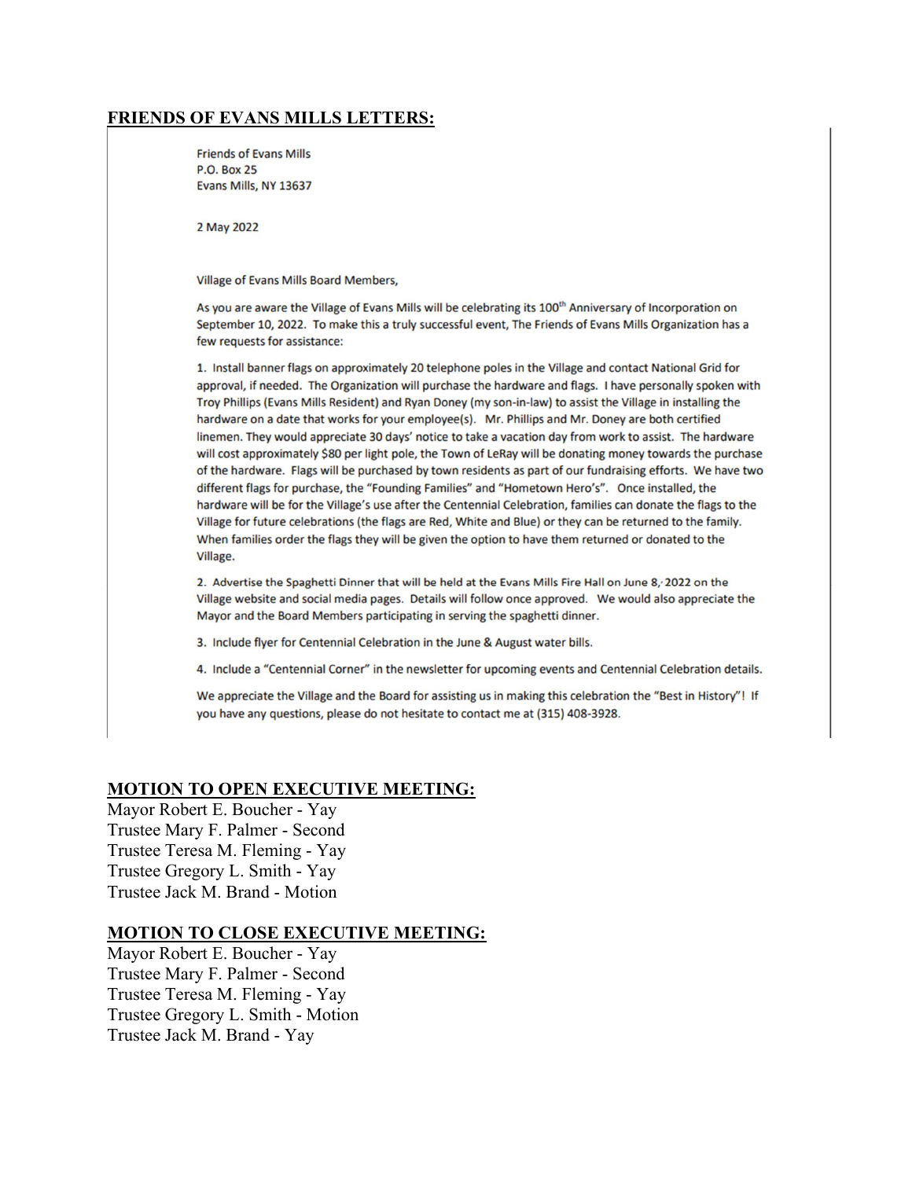## FRIENDS OF EVANS MILLS LETTERS:

Friends of Evans Mills
P.O. Box 25
Evans Mills, NY 13637

2 May 2022

Village of Evans Mills Board Members,

As you are aware the Village of Evans Mills will be celebrating its 100th Anniversary of Incorporation on September 10, 2022. To make this a truly successful event, The Friends of Evans Mills Organization has a few requests for assistance:

1. Install banner flags on approximately 20 telephone poles in the Village and contact National Grid for approval, if needed. The Organization will purchase the hardware and flags. I have personally spoken with Troy Phillips (Evans Mills Resident) and Ryan Doney (my son-in-law) to assist the Village in installing the hardware on a date that works for your employee(s). Mr. Phillips and Mr. Doney are both certified linemen. They would appreciate 30 days' notice to take a vacation day from work to assist. The hardware will cost approximately $80 per light pole, the Town of LeRay will be donating money towards the purchase of the hardware. Flags will be purchased by town residents as part of our fundraising efforts. We have two different flags for purchase, the "Founding Families" and "Hometown Hero's". Once installed, the hardware will be for the Village's use after the Centennial Celebration, families can donate the flags to the Village for future celebrations (the flags are Red, White and Blue) or they can be returned to the family. When families order the flags they will be given the option to have them returned or donated to the Village.

2. Advertise the Spaghetti Dinner that will be held at the Evans Mills Fire Hall on June 8, 2022 on the Village website and social media pages. Details will follow once approved. We would also appreciate the Mayor and the Board Members participating in serving the spaghetti dinner.

3. Include flyer for Centennial Celebration in the June & August water bills.

4. Include a "Centennial Corner" in the newsletter for upcoming events and Centennial Celebration details.

We appreciate the Village and the Board for assisting us in making this celebration the "Best in History"! If you have any questions, please do not hesitate to contact me at (315) 408-3928.

## MOTION TO OPEN EXECUTIVE MEETING:

Mayor Robert E. Boucher - Yay
Trustee Mary F. Palmer - Second
Trustee Teresa M. Fleming - Yay
Trustee Gregory L. Smith - Yay
Trustee Jack M. Brand - Motion

## MOTION TO CLOSE EXECUTIVE MEETING:

Mayor Robert E. Boucher - Yay
Trustee Mary F. Palmer - Second
Trustee Teresa M. Fleming - Yay
Trustee Gregory L. Smith - Motion
Trustee Jack M. Brand - Yay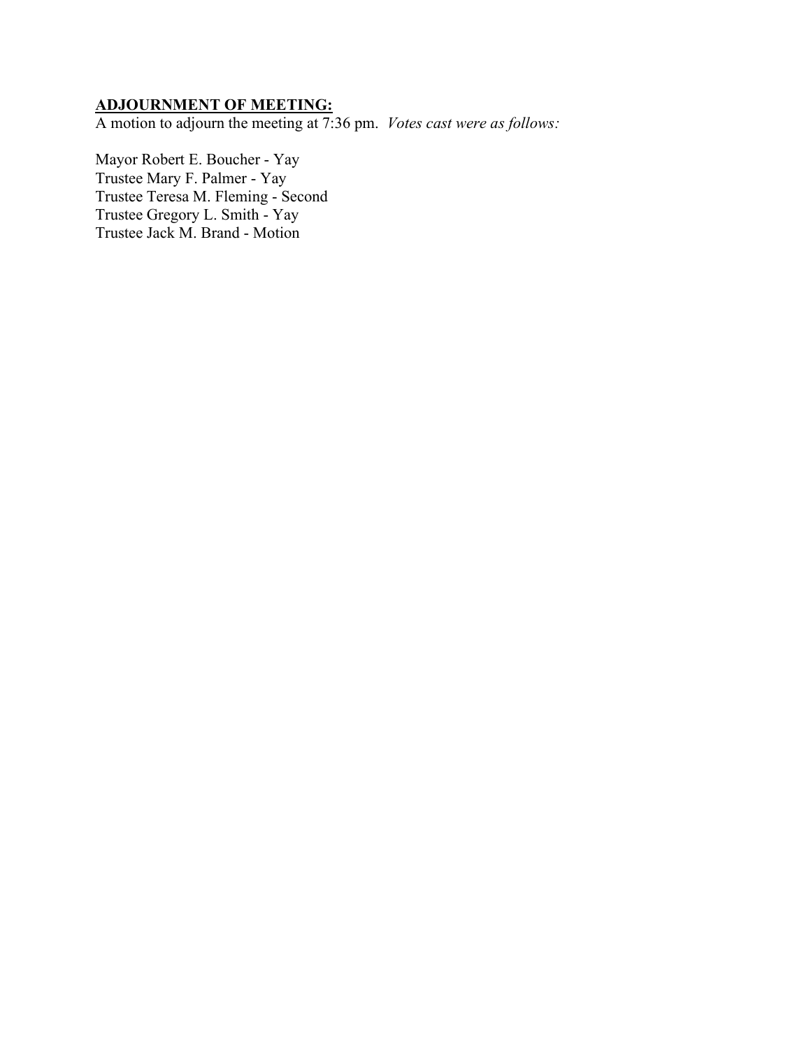**ADJOURNMENT OF MEETING:**

A motion to adjourn the meeting at 7:36 pm. *Votes cast were as follows:*

Mayor Robert E. Boucher - Yay
Trustee Mary F. Palmer - Yay
Trustee Teresa M. Fleming - Second
Trustee Gregory L. Smith - Yay
Trustee Jack M. Brand - Motion